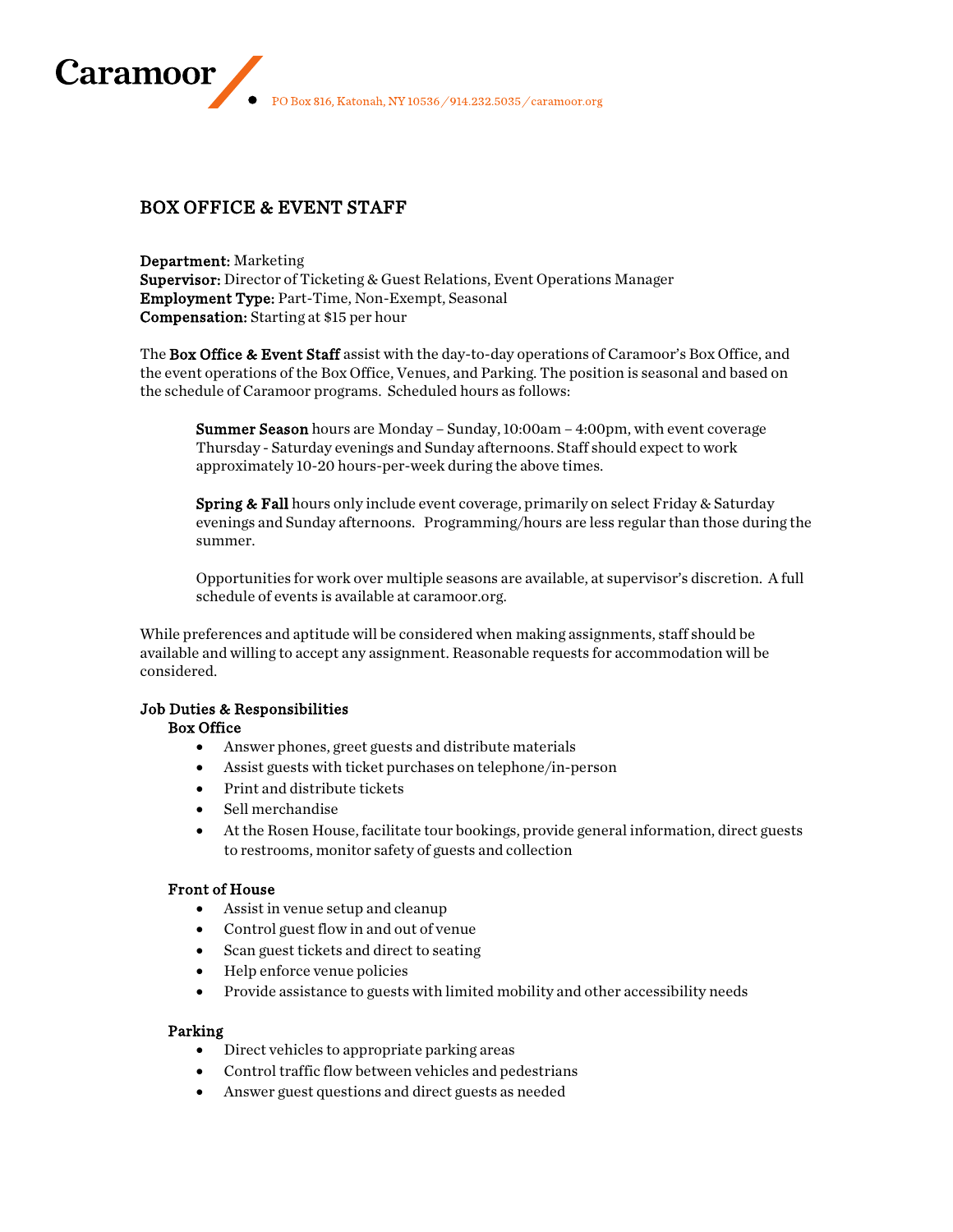Caramoor

PO Box 816, Katonah, NY 10536 / 914.232.5035 / caramoor.org

# BOX OFFICE & EVENT STAFF

**Department:** Marketing
**Supervisor:** Director of Ticketing & Guest Relations, Event Operations Manager
**Employment Type:** Part-Time, Non-Exempt, Seasonal
**Compensation:** Starting at $15 per hour

The **Box Office & Event Staff** assist with the day-to-day operations of Caramoor's Box Office, and the event operations of the Box Office, Venues, and Parking. The position is seasonal and based on the schedule of Caramoor programs. Scheduled hours as follows:

> **Summer Season** hours are Monday – Sunday, 10:00am – 4:00pm, with event coverage Thursday - Saturday evenings and Sunday afternoons. Staff should expect to work approximately 10-20 hours-per-week during the above times.
>
> **Spring & Fall** hours only include event coverage, primarily on select Friday & Saturday evenings and Sunday afternoons. Programming/hours are less regular than those during the summer.
>
> Opportunities for work over multiple seasons are available, at supervisor's discretion. A full schedule of events is available at caramoor.org.

While preferences and aptitude will be considered when making assignments, staff should be available and willing to accept any assignment. Reasonable requests for accommodation will be considered.

## Job Duties & Responsibilities

### Box Office

- Answer phones, greet guests and distribute materials
- Assist guests with ticket purchases on telephone/in-person
- Print and distribute tickets
- Sell merchandise
- At the Rosen House, facilitate tour bookings, provide general information, direct guests to restrooms, monitor safety of guests and collection

### Front of House

- Assist in venue setup and cleanup
- Control guest flow in and out of venue
- Scan guest tickets and direct to seating
- Help enforce venue policies
- Provide assistance to guests with limited mobility and other accessibility needs

### Parking

- Direct vehicles to appropriate parking areas
- Control traffic flow between vehicles and pedestrians
- Answer guest questions and direct guests as needed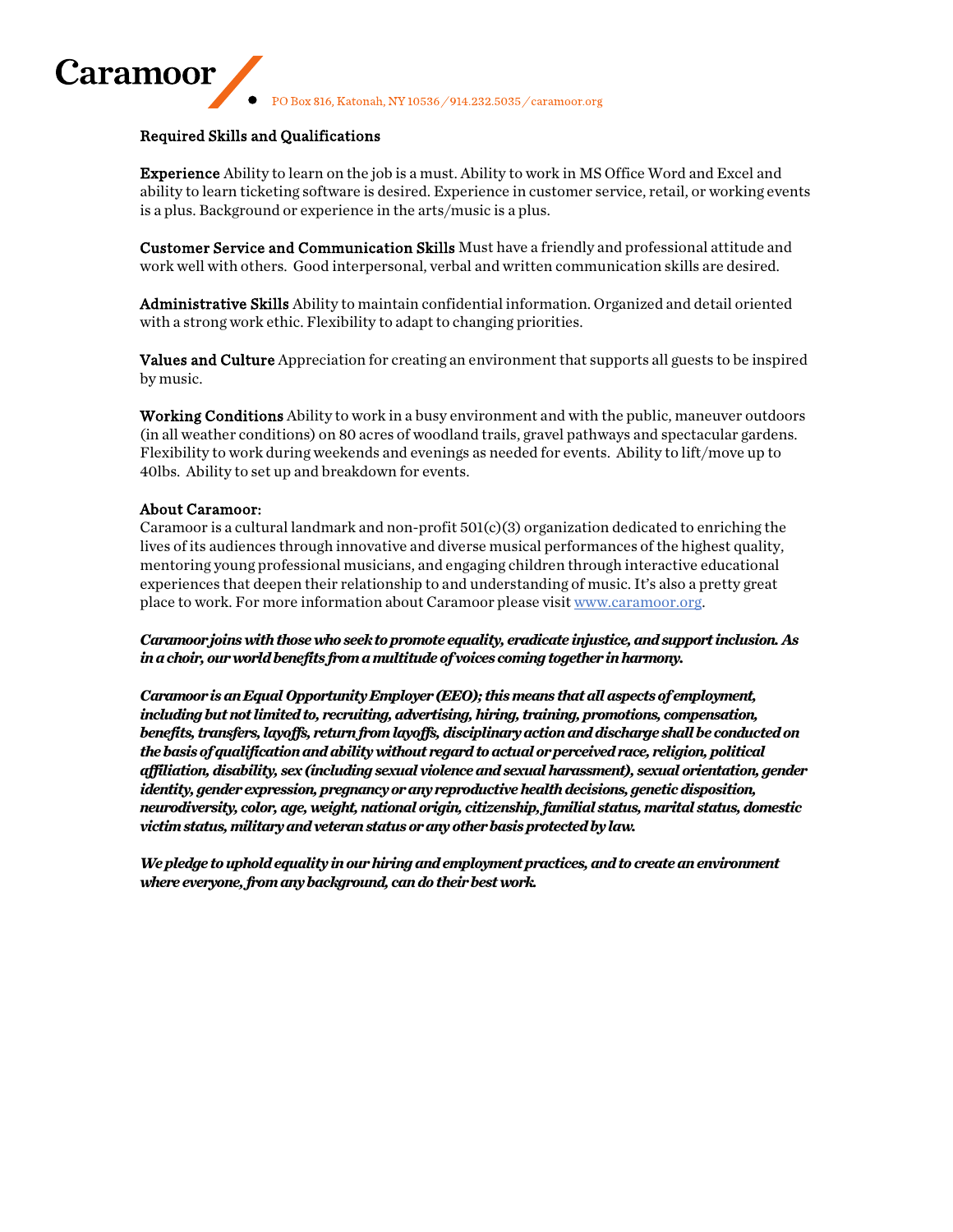### Required Skills and Qualifications

**Experience** Ability to learn on the job is a must. Ability to work in MS Office Word and Excel and ability to learn ticketing software is desired. Experience in customer service, retail, or working events is a plus. Background or experience in the arts/music is a plus.

**Customer Service and Communication Skills** Must have a friendly and professional attitude and work well with others. Good interpersonal, verbal and written communication skills are desired.

**Administrative Skills** Ability to maintain confidential information. Organized and detail oriented with a strong work ethic. Flexibility to adapt to changing priorities.

**Values and Culture** Appreciation for creating an environment that supports all guests to be inspired by music.

**Working Conditions** Ability to work in a busy environment and with the public, maneuver outdoors (in all weather conditions) on 80 acres of woodland trails, gravel pathways and spectacular gardens. Flexibility to work during weekends and evenings as needed for events. Ability to lift/move up to 40lbs. Ability to set up and breakdown for events.

### About Caramoor:

Caramoor is a cultural landmark and non-profit 501(c)(3) organization dedicated to enriching the lives of its audiences through innovative and diverse musical performances of the highest quality, mentoring young professional musicians, and engaging children through interactive educational experiences that deepen their relationship to and understanding of music. It's also a pretty great place to work. For more information about Caramoor please visit [www.caramoor.org](http://www.caramoor.org).

***Caramoor joins with those who seek to promote equality, eradicate injustice, and support inclusion. As in a choir, our world benefits from a multitude of voices coming together in harmony.***

***Caramoor is an Equal Opportunity Employer (EEO); this means that all aspects of employment, including but not limited to, recruiting, advertising, hiring, training, promotions, compensation, benefits, transfers, layoffs, return from layoffs, disciplinary action and discharge shall be conducted on the basis of qualification and ability without regard to actual or perceived race, religion, political affiliation, disability, sex (including sexual violence and sexual harassment), sexual orientation, gender identity, gender expression, pregnancy or any reproductive health decisions, genetic disposition, neurodiversity, color, age, weight, national origin, citizenship, familial status, marital status, domestic victim status, military and veteran status or any other basis protected by law.***

***We pledge to uphold equality in our hiring and employment practices, and to create an environment where everyone, from any background, can do their best work.***